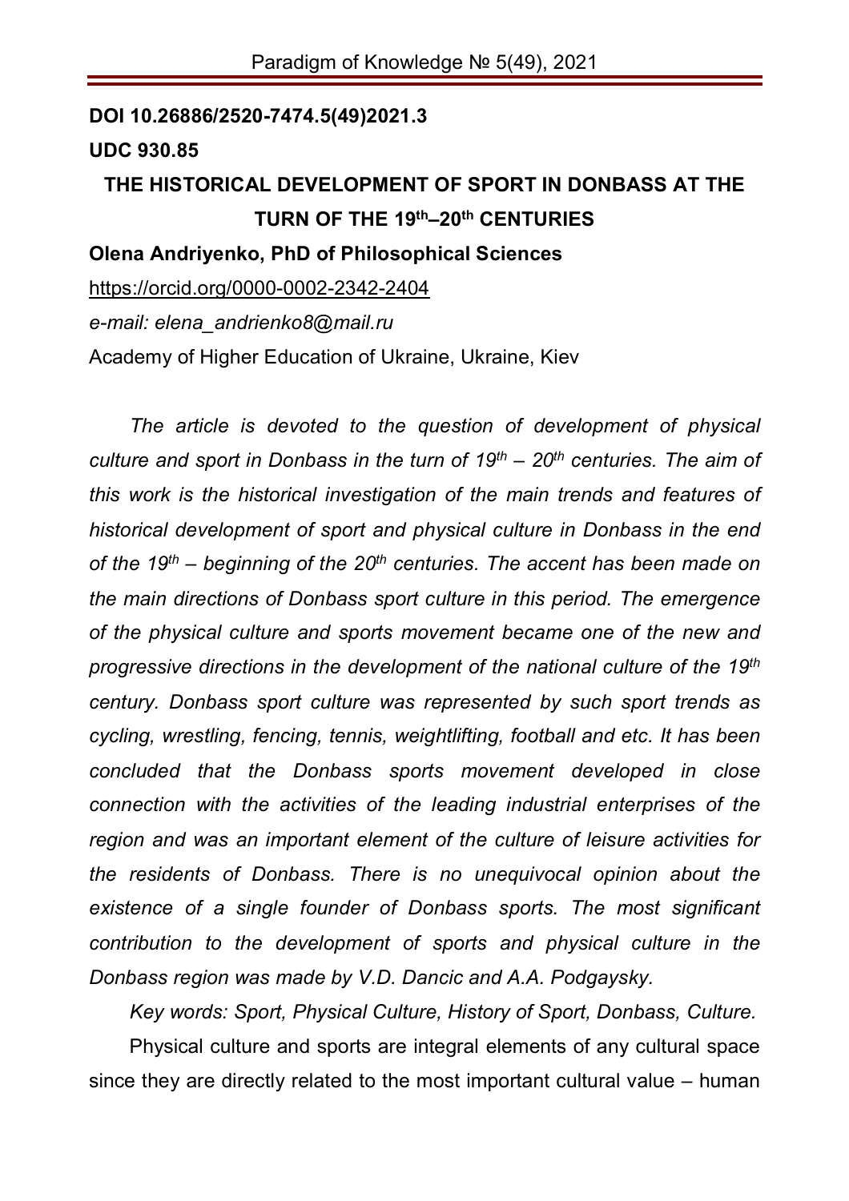**DOI 10.26886/2520-7474.5(49)2021.3**

**UDC 930.85**

# THE HISTORICAL DEVELOPMENT OF SPORT IN DONBASS AT THE TURN OF THE 19th–20th CENTURIES

**Olena Andriyenko, PhD of Philosophical Sciences**

https://orcid.org/0000-0002-2342-2404

*e-mail: elena_andrienko8@mail.ru*

Academy of Higher Education of Ukraine, Ukraine, Kiev

*The article is devoted to the question of development of physical culture and sport in Donbass in the turn of 19th – 20th centuries. The aim of this work is the historical investigation of the main trends and features of historical development of sport and physical culture in Donbass in the end of the 19th – beginning of the 20th centuries. The accent has been made on the main directions of Donbass sport culture in this period. The emergence of the physical culture and sports movement became one of the new and progressive directions in the development of the national culture of the 19th century. Donbass sport culture was represented by such sport trends as cycling, wrestling, fencing, tennis, weightlifting, football and etc. It has been concluded that the Donbass sports movement developed in close connection with the activities of the leading industrial enterprises of the region and was an important element of the culture of leisure activities for the residents of Donbass. There is no unequivocal opinion about the existence of a single founder of Donbass sports. The most significant contribution to the development of sports and physical culture in the Donbass region was made by V.D. Dancic and A.A. Podgaysky.*

*Key words: Sport, Physical Culture, History of Sport, Donbass, Culture.*

Physical culture and sports are integral elements of any cultural space since they are directly related to the most important cultural value – human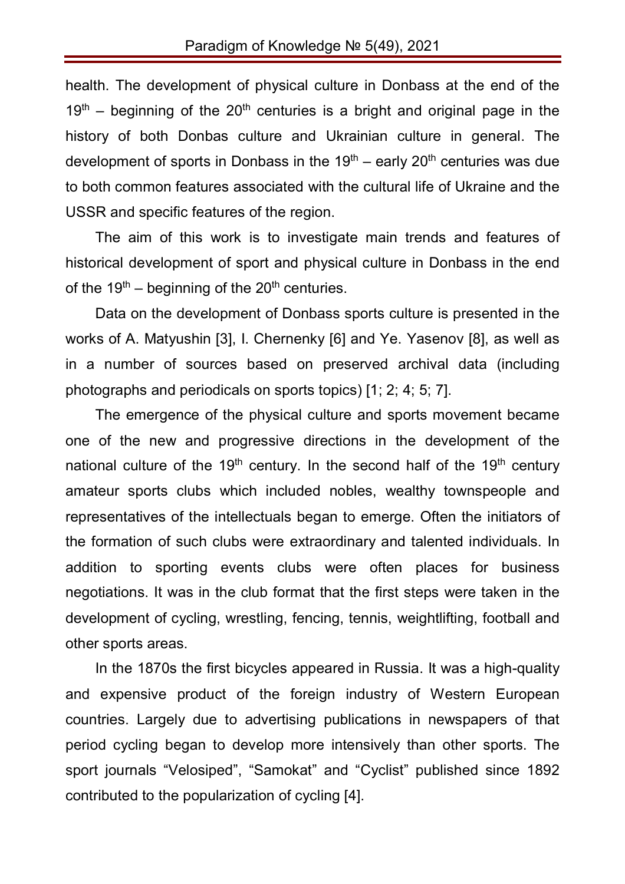health. The development of physical culture in Donbass at the end of the 19th – beginning of the 20th centuries is a bright and original page in the history of both Donbas culture and Ukrainian culture in general. The development of sports in Donbass in the 19th – early 20th centuries was due to both common features associated with the cultural life of Ukraine and the USSR and specific features of the region.

The aim of this work is to investigate main trends and features of historical development of sport and physical culture in Donbass in the end of the 19th – beginning of the 20th centuries.

Data on the development of Donbass sports culture is presented in the works of A. Matyushin [3], I. Chernenky [6] and Ye. Yasenov [8], as well as in a number of sources based on preserved archival data (including photographs and periodicals on sports topics) [1; 2; 4; 5; 7].

The emergence of the physical culture and sports movement became one of the new and progressive directions in the development of the national culture of the 19th century. In the second half of the 19th century amateur sports clubs which included nobles, wealthy townspeople and representatives of the intellectuals began to emerge. Often the initiators of the formation of such clubs were extraordinary and talented individuals. In addition to sporting events clubs were often places for business negotiations. It was in the club format that the first steps were taken in the development of cycling, wrestling, fencing, tennis, weightlifting, football and other sports areas.

In the 1870s the first bicycles appeared in Russia. It was a high-quality and expensive product of the foreign industry of Western European countries. Largely due to advertising publications in newspapers of that period cycling began to develop more intensively than other sports. The sport journals "Velosiped", "Samokat" and "Cyclist" published since 1892 contributed to the popularization of cycling [4].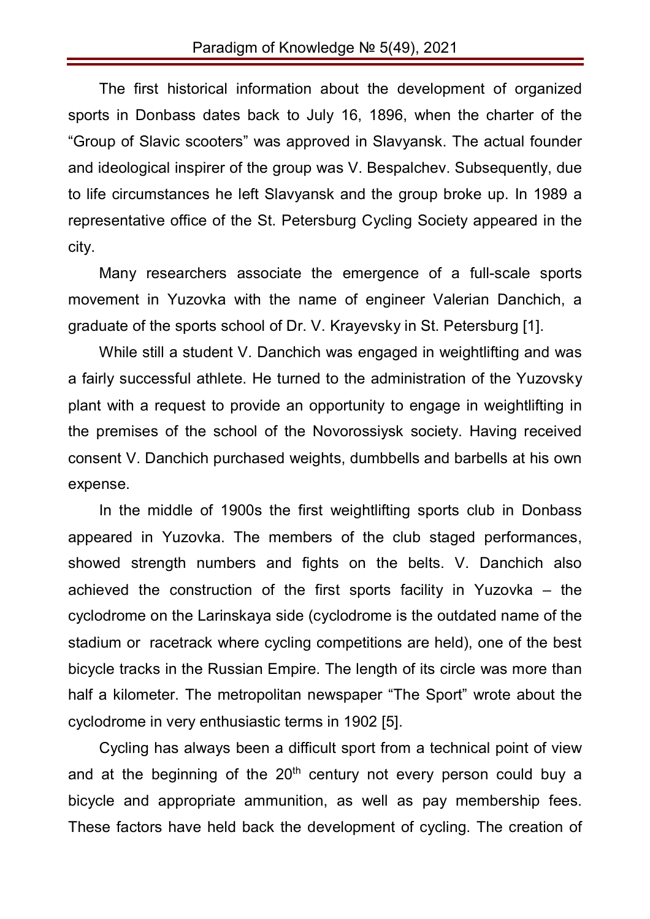The first historical information about the development of organized sports in Donbass dates back to July 16, 1896, when the charter of the "Group of Slavic scooters" was approved in Slavyansk. The actual founder and ideological inspirer of the group was V. Bespalchev. Subsequently, due to life circumstances he left Slavyansk and the group broke up. In 1989 a representative office of the St. Petersburg Cycling Society appeared in the city.

Many researchers associate the emergence of a full-scale sports movement in Yuzovka with the name of engineer Valerian Danchich, a graduate of the sports school of Dr. V. Krayevsky in St. Petersburg [1].

While still a student V. Danchich was engaged in weightlifting and was a fairly successful athlete. He turned to the administration of the Yuzovsky plant with a request to provide an opportunity to engage in weightlifting in the premises of the school of the Novorossiysk society. Having received consent V. Danchich purchased weights, dumbbells and barbells at his own expense.

In the middle of 1900s the first weightlifting sports club in Donbass appeared in Yuzovka. The members of the club staged performances, showed strength numbers and fights on the belts. V. Danchich also achieved the construction of the first sports facility in Yuzovka – the cyclodrome on the Larinskaya side (cyclodrome is the outdated name of the stadium or racetrack where cycling competitions are held), one of the best bicycle tracks in the Russian Empire. The length of its circle was more than half a kilometer. The metropolitan newspaper "The Sport" wrote about the cyclodrome in very enthusiastic terms in 1902 [5].

Cycling has always been a difficult sport from a technical point of view and at the beginning of the 20th century not every person could buy a bicycle and appropriate ammunition, as well as pay membership fees. These factors have held back the development of cycling. The creation of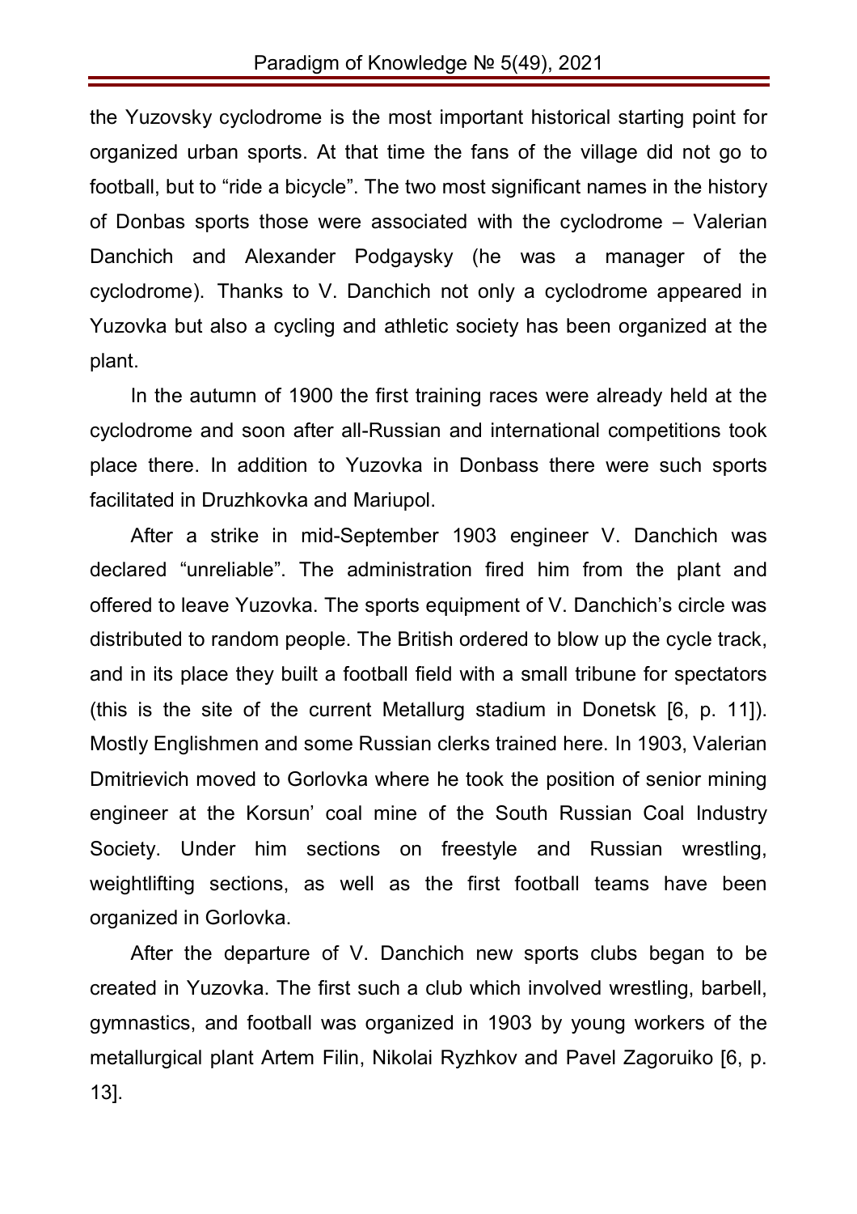the Yuzovsky cyclodrome is the most important historical starting point for organized urban sports. At that time the fans of the village did not go to football, but to "ride a bicycle". The two most significant names in the history of Donbas sports those were associated with the cyclodrome – Valerian Danchich and Alexander Podgaysky (he was a manager of the cyclodrome). Thanks to V. Danchich not only a cyclodrome appeared in Yuzovka but also a cycling and athletic society has been organized at the plant.

In the autumn of 1900 the first training races were already held at the cyclodrome and soon after all-Russian and international competitions took place there. In addition to Yuzovka in Donbass there were such sports facilitated in Druzhkovka and Mariupol.

After a strike in mid-September 1903 engineer V. Danchich was declared "unreliable". The administration fired him from the plant and offered to leave Yuzovka. The sports equipment of V. Danchich's circle was distributed to random people. The British ordered to blow up the cycle track, and in its place they built a football field with a small tribune for spectators (this is the site of the current Metallurg stadium in Donetsk [6, p. 11]). Mostly Englishmen and some Russian clerks trained here. In 1903, Valerian Dmitrievich moved to Gorlovka where he took the position of senior mining engineer at the Korsun' coal mine of the South Russian Coal Industry Society. Under him sections on freestyle and Russian wrestling, weightlifting sections, as well as the first football teams have been organized in Gorlovka.

After the departure of V. Danchich new sports clubs began to be created in Yuzovka. The first such a club which involved wrestling, barbell, gymnastics, and football was organized in 1903 by young workers of the metallurgical plant Artem Filin, Nikolai Ryzhkov and Pavel Zagoruiko [6, p. 13].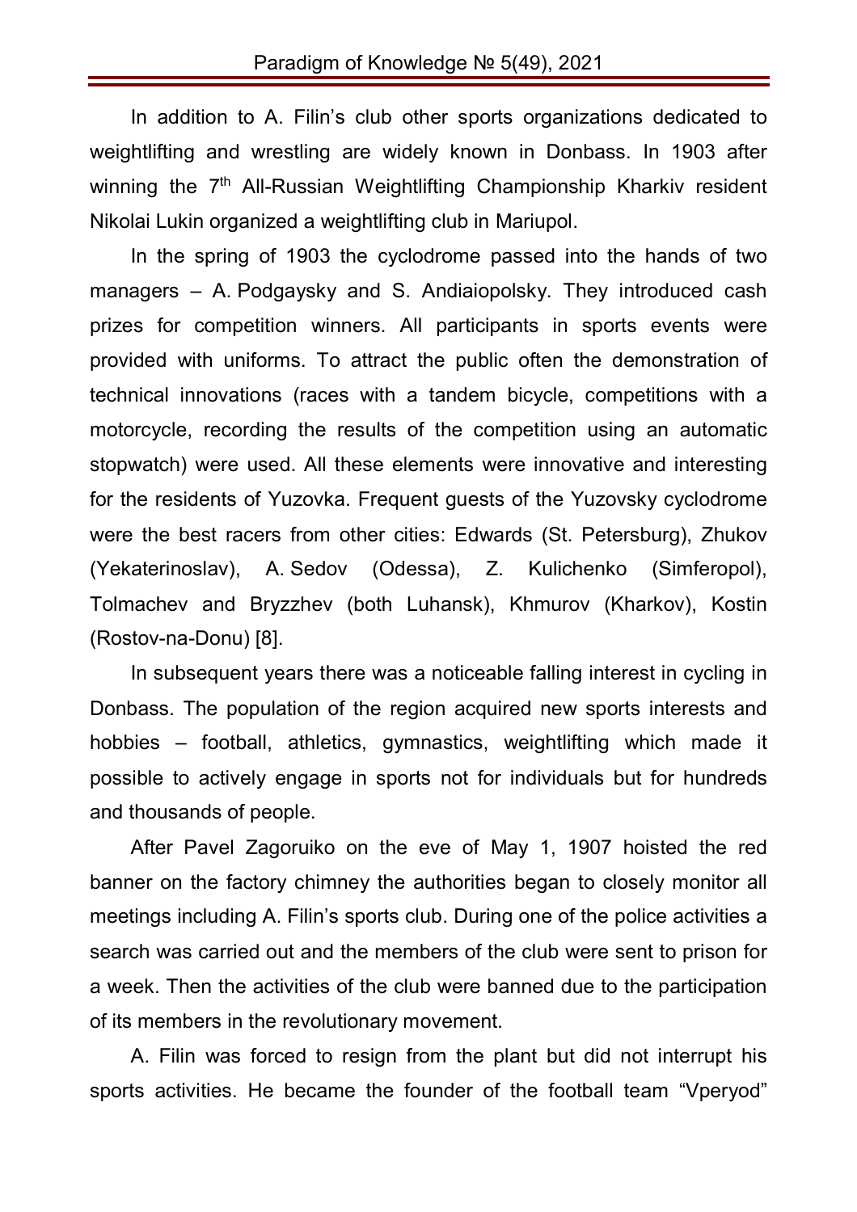In addition to A. Filin's club other sports organizations dedicated to weightlifting and wrestling are widely known in Donbass. In 1903 after winning the 7th All-Russian Weightlifting Championship Kharkiv resident Nikolai Lukin organized a weightlifting club in Mariupol.

In the spring of 1903 the cyclodrome passed into the hands of two managers – A. Podgaysky and S. Andiaiopolsky. They introduced cash prizes for competition winners. All participants in sports events were provided with uniforms. To attract the public often the demonstration of technical innovations (races with a tandem bicycle, competitions with a motorcycle, recording the results of the competition using an automatic stopwatch) were used. All these elements were innovative and interesting for the residents of Yuzovka. Frequent guests of the Yuzovsky cyclodrome were the best racers from other cities: Edwards (St. Petersburg), Zhukov (Yekaterinoslav), A. Sedov (Odessa), Z. Kulichenko (Simferopol), Tolmachev and Bryzzhev (both Luhansk), Khmurov (Kharkov), Kostin (Rostov-na-Donu) [8].

In subsequent years there was a noticeable falling interest in cycling in Donbass. The population of the region acquired new sports interests and hobbies – football, athletics, gymnastics, weightlifting which made it possible to actively engage in sports not for individuals but for hundreds and thousands of people.

After Pavel Zagoruiko on the eve of May 1, 1907 hoisted the red banner on the factory chimney the authorities began to closely monitor all meetings including A. Filin's sports club. During one of the police activities a search was carried out and the members of the club were sent to prison for a week. Then the activities of the club were banned due to the participation of its members in the revolutionary movement.

A. Filin was forced to resign from the plant but did not interrupt his sports activities. He became the founder of the football team "Vperyod"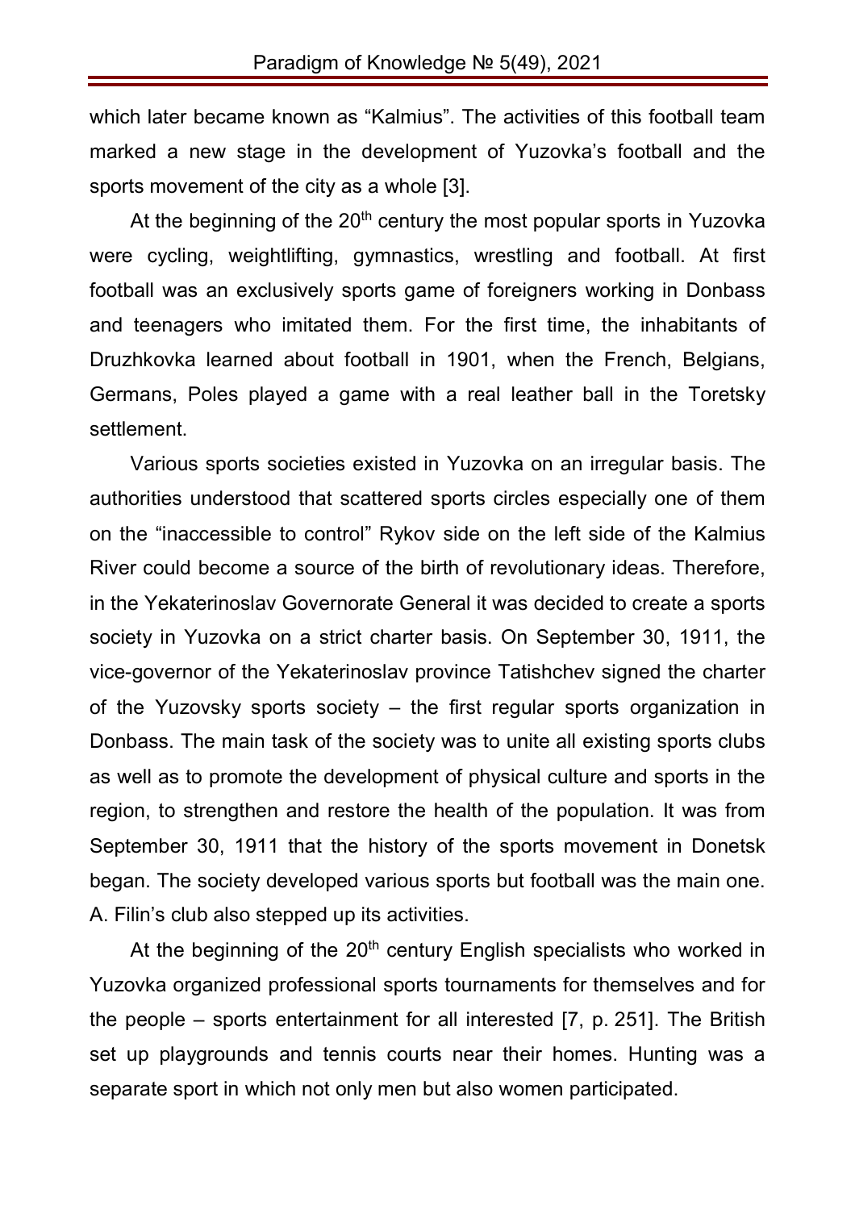which later became known as “Kalmius”. The activities of this football team marked a new stage in the development of Yuzovka’s football and the sports movement of the city as a whole [3].

At the beginning of the 20th century the most popular sports in Yuzovka were cycling, weightlifting, gymnastics, wrestling and football. At first football was an exclusively sports game of foreigners working in Donbass and teenagers who imitated them. For the first time, the inhabitants of Druzhkovka learned about football in 1901, when the French, Belgians, Germans, Poles played a game with a real leather ball in the Toretsky settlement.

Various sports societies existed in Yuzovka on an irregular basis. The authorities understood that scattered sports circles especially one of them on the “inaccessible to control” Rykov side on the left side of the Kalmius River could become a source of the birth of revolutionary ideas. Therefore, in the Yekaterinoslav Governorate General it was decided to create a sports society in Yuzovka on a strict charter basis. On September 30, 1911, the vice-governor of the Yekaterinoslav province Tatishchev signed the charter of the Yuzovsky sports society – the first regular sports organization in Donbass. The main task of the society was to unite all existing sports clubs as well as to promote the development of physical culture and sports in the region, to strengthen and restore the health of the population. It was from September 30, 1911 that the history of the sports movement in Donetsk began. The society developed various sports but football was the main one. A. Filin’s club also stepped up its activities.

At the beginning of the 20th century English specialists who worked in Yuzovka organized professional sports tournaments for themselves and for the people – sports entertainment for all interested [7, p. 251]. The British set up playgrounds and tennis courts near their homes. Hunting was a separate sport in which not only men but also women participated.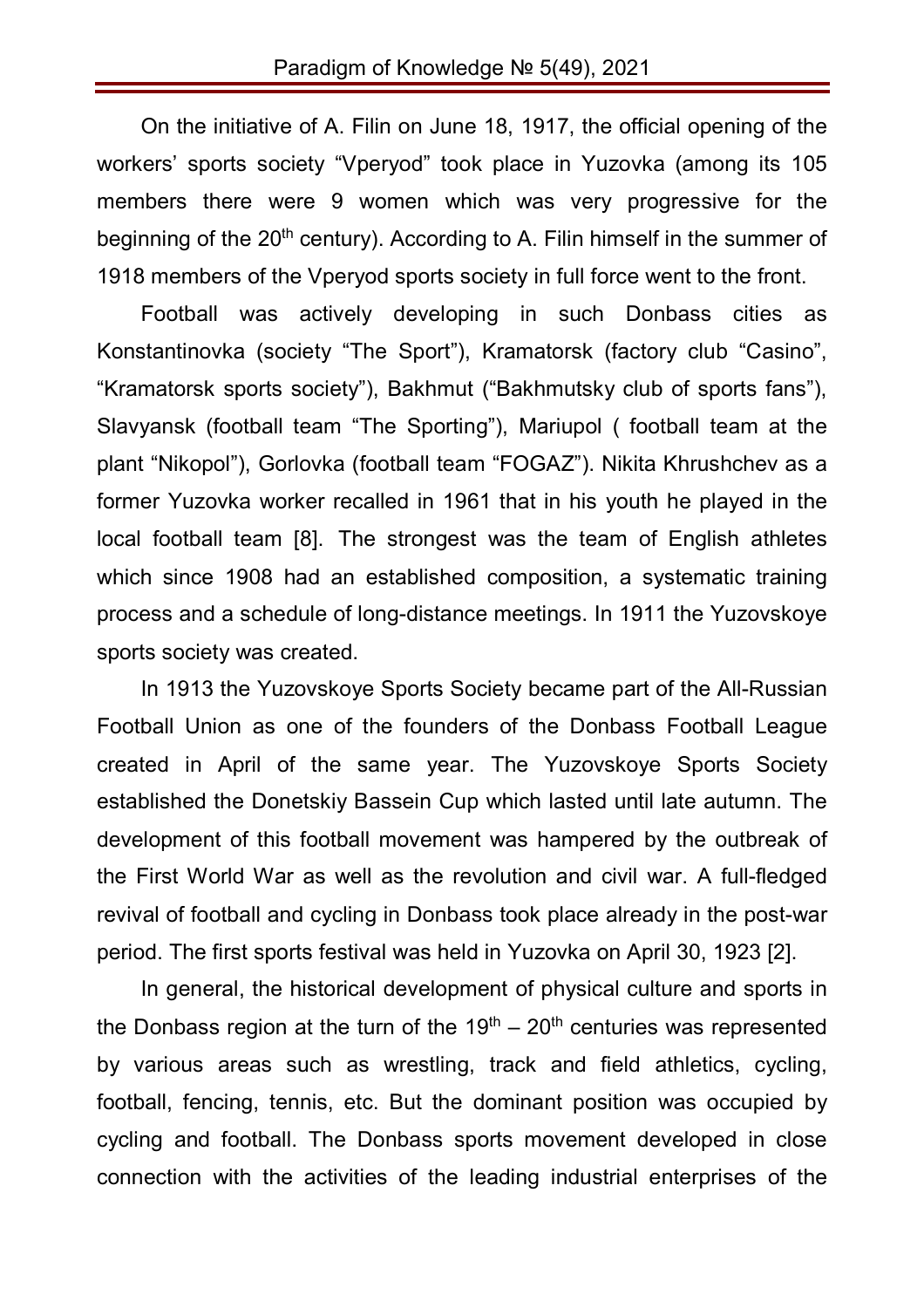On the initiative of A. Filin on June 18, 1917, the official opening of the workers' sports society "Vperyod" took place in Yuzovka (among its 105 members there were 9 women which was very progressive for the beginning of the 20th century). According to A. Filin himself in the summer of 1918 members of the Vperyod sports society in full force went to the front.

Football was actively developing in such Donbass cities as Konstantinovka (society "The Sport"), Kramatorsk (factory club "Casino", "Kramatorsk sports society"), Bakhmut ("Bakhmutsky club of sports fans"), Slavyansk (football team "The Sporting"), Mariupol ( football team at the plant "Nikopol"), Gorlovka (football team "FOGAZ"). Nikita Khrushchev as a former Yuzovka worker recalled in 1961 that in his youth he played in the local football team [8]. The strongest was the team of English athletes which since 1908 had an established composition, a systematic training process and a schedule of long-distance meetings. In 1911 the Yuzovskoye sports society was created.

In 1913 the Yuzovskoye Sports Society became part of the All-Russian Football Union as one of the founders of the Donbass Football League created in April of the same year. The Yuzovskoye Sports Society established the Donetskiy Bassein Cup which lasted until late autumn. The development of this football movement was hampered by the outbreak of the First World War as well as the revolution and civil war. A full-fledged revival of football and cycling in Donbass took place already in the post-war period. The first sports festival was held in Yuzovka on April 30, 1923 [2].

In general, the historical development of physical culture and sports in the Donbass region at the turn of the 19th – 20th centuries was represented by various areas such as wrestling, track and field athletics, cycling, football, fencing, tennis, etc. But the dominant position was occupied by cycling and football. The Donbass sports movement developed in close connection with the activities of the leading industrial enterprises of the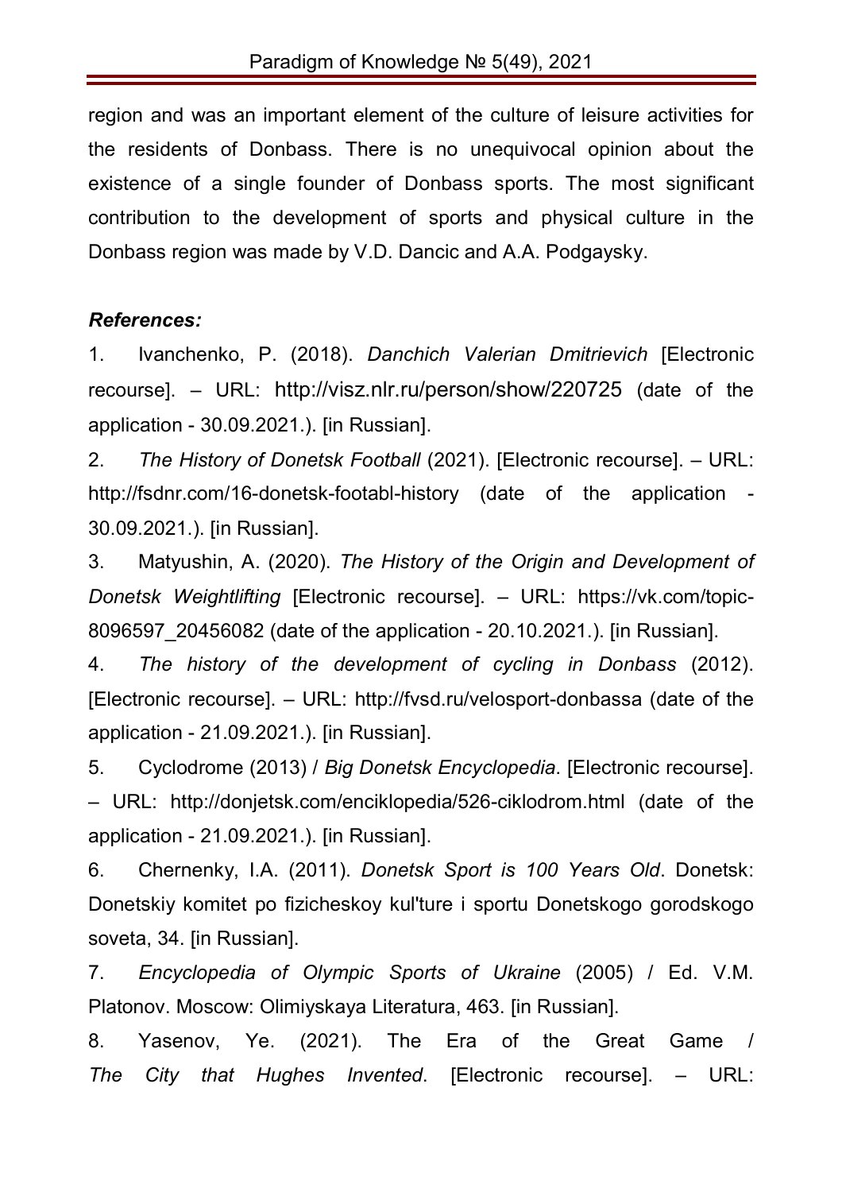region and was an important element of the culture of leisure activities for the residents of Donbass. There is no unequivocal opinion about the existence of a single founder of Donbass sports. The most significant contribution to the development of sports and physical culture in the Donbass region was made by V.D. Dancic and A.A. Podgaysky.

***References:***

1. Ivanchenko, P. (2018). *Danchich Valerian Dmitrievich* [Electronic recourse]. – URL: http://visz.nlr.ru/person/show/220725 (date of the application - 30.09.2021.). [in Russian].
2. *The History of Donetsk Football* (2021). [Electronic recourse]. – URL: http://fsdnr.com/16-donetsk-footabl-history (date of the application - 30.09.2021.). [in Russian].
3. Matyushin, A. (2020). *The History of the Origin and Development of Donetsk Weightlifting* [Electronic recourse]. – URL: https://vk.com/topic-8096597_20456082 (date of the application - 20.10.2021.). [in Russian].
4. *The history of the development of cycling in Donbass* (2012). [Electronic recourse]. – URL: http://fvsd.ru/velosport-donbassa (date of the application - 21.09.2021.). [in Russian].
5. Cyclodrome (2013) / *Big Donetsk Encyclopedia*. [Electronic recourse]. – URL: http://donjetsk.com/enciklopedia/526-ciklodrom.html (date of the application - 21.09.2021.). [in Russian].
6. Chernenky, I.A. (2011). *Donetsk Sport is 100 Years Old*. Donetsk: Donetskiy komitet po fizicheskoy kul'ture i sportu Donetskogo gorodskogo soveta, 34. [in Russian].
7. *Encyclopedia of Olympic Sports of Ukraine* (2005) / Ed. V.M. Platonov. Moscow: Olimiyskaya Literatura, 463. [in Russian].
8. Yasenov, Ye. (2021). The Era of the Great Game / *The City that Hughes Invented*. [Electronic recourse]. – URL: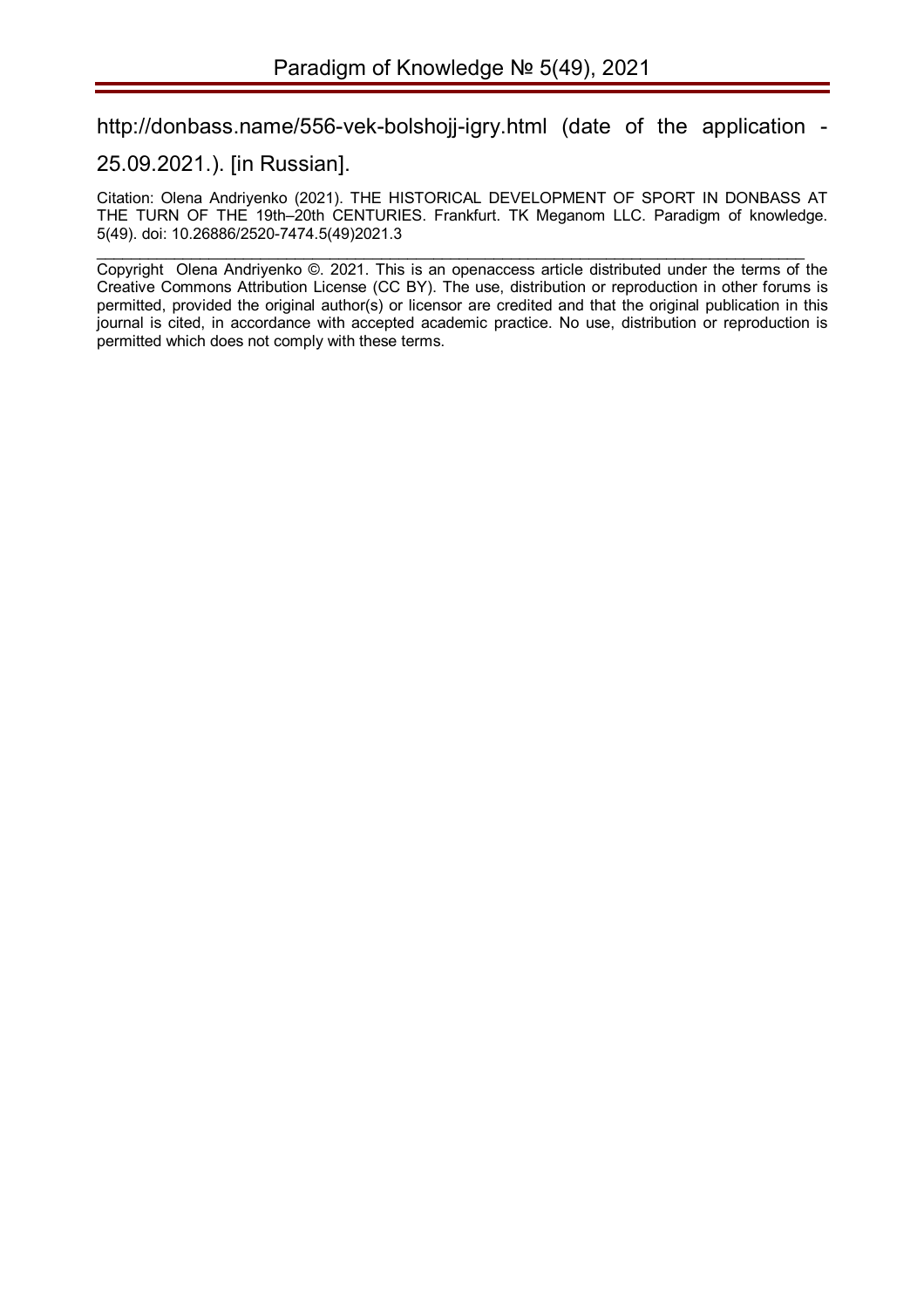http://donbass.name/556-vek-bolshojj-igry.html (date of the application - 25.09.2021.). [in Russian].

Citation: Olena Andriyenko (2021). THE HISTORICAL DEVELOPMENT OF SPORT IN DONBASS AT THE TURN OF THE 19th–20th CENTURIES. Frankfurt. TK Meganom LLC. Paradigm of knowledge. 5(49). doi: 10.26886/2520-7474.5(49)2021.3

---

Copyright Olena Andriyenko ©. 2021. This is an openaccess article distributed under the terms of the Creative Commons Attribution License (CC BY). The use, distribution or reproduction in other forums is permitted, provided the original author(s) or licensor are credited and that the original publication in this journal is cited, in accordance with accepted academic practice. No use, distribution or reproduction is permitted which does not comply with these terms.